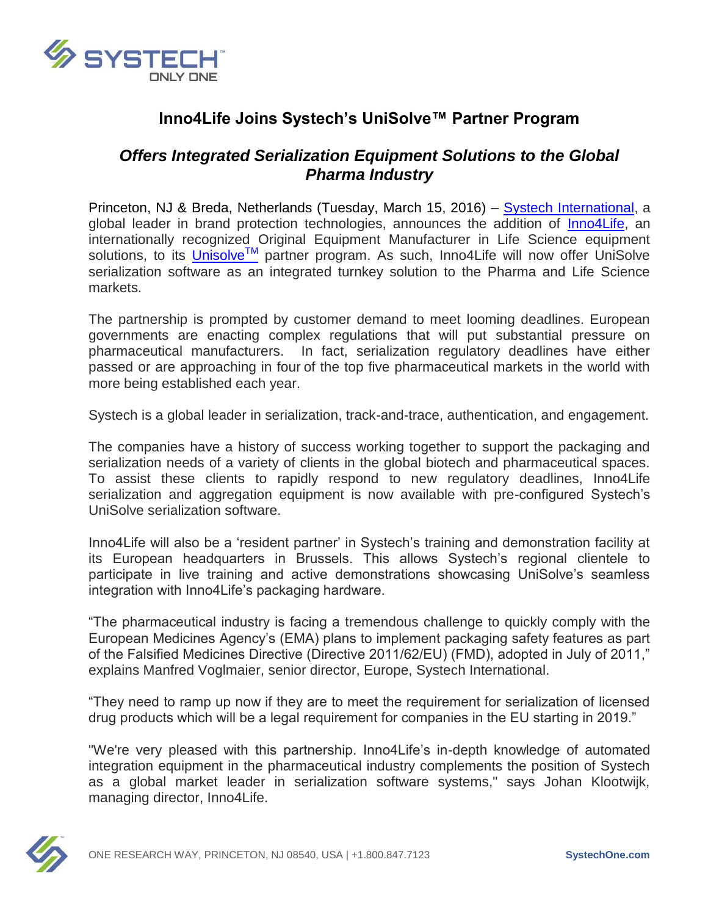# Inno4Life Joins Systech's UniSolve™ Partner Program

## *Offers Integrated Serialization Equipment Solutions to the Global Pharma Industry*

Princeton, NJ & Breda, Netherlands (Tuesday, March 15, 2016) – Systech International, a global leader in brand protection technologies, announces the addition of Inno4Life, an internationally recognized Original Equipment Manufacturer in Life Science equipment solutions, to its Unisolve™ partner program. As such, Inno4Life will now offer UniSolve serialization software as an integrated turnkey solution to the Pharma and Life Science markets.

The partnership is prompted by customer demand to meet looming deadlines. European governments are enacting complex regulations that will put substantial pressure on pharmaceutical manufacturers. In fact, serialization regulatory deadlines have either passed or are approaching in four of the top five pharmaceutical markets in the world with more being established each year.

Systech is a global leader in serialization, track-and-trace, authentication, and engagement.

The companies have a history of success working together to support the packaging and serialization needs of a variety of clients in the global biotech and pharmaceutical spaces. To assist these clients to rapidly respond to new regulatory deadlines, Inno4Life serialization and aggregation equipment is now available with pre-configured Systech's UniSolve serialization software.

Inno4Life will also be a 'resident partner' in Systech's training and demonstration facility at its European headquarters in Brussels. This allows Systech's regional clientele to participate in live training and active demonstrations showcasing UniSolve's seamless integration with Inno4Life's packaging hardware.

"The pharmaceutical industry is facing a tremendous challenge to quickly comply with the European Medicines Agency's (EMA) plans to implement packaging safety features as part of the Falsified Medicines Directive (Directive 2011/62/EU) (FMD), adopted in July of 2011," explains Manfred Voglmaier, senior director, Europe, Systech International.

"They need to ramp up now if they are to meet the requirement for serialization of licensed drug products which will be a legal requirement for companies in the EU starting in 2019."

"We're very pleased with this partnership. Inno4Life's in-depth knowledge of automated integration equipment in the pharmaceutical industry complements the position of Systech as a global market leader in serialization software systems," says Johan Klootwijk, managing director, Inno4Life.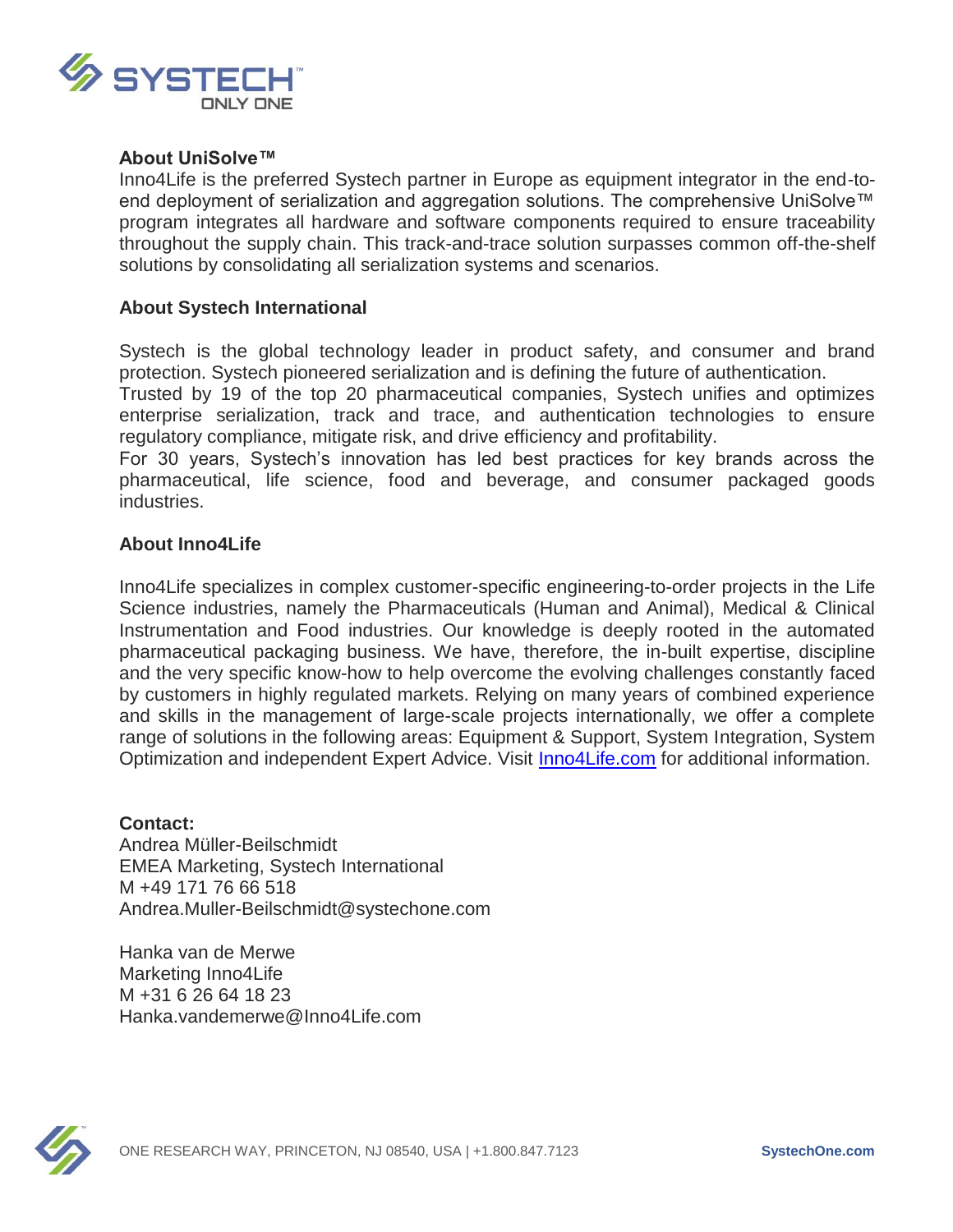### About UniSolve™

Inno4Life is the preferred Systech partner in Europe as equipment integrator in the end-to-end deployment of serialization and aggregation solutions. The comprehensive UniSolve™ program integrates all hardware and software components required to ensure traceability throughout the supply chain. This track-and-trace solution surpasses common off-the-shelf solutions by consolidating all serialization systems and scenarios.

### About Systech International

Systech is the global technology leader in product safety, and consumer and brand protection. Systech pioneered serialization and is defining the future of authentication.
Trusted by 19 of the top 20 pharmaceutical companies, Systech unifies and optimizes enterprise serialization, track and trace, and authentication technologies to ensure regulatory compliance, mitigate risk, and drive efficiency and profitability.
For 30 years, Systech's innovation has led best practices for key brands across the pharmaceutical, life science, food and beverage, and consumer packaged goods industries.

### About Inno4Life

Inno4Life specializes in complex customer-specific engineering-to-order projects in the Life Science industries, namely the Pharmaceuticals (Human and Animal), Medical & Clinical Instrumentation and Food industries. Our knowledge is deeply rooted in the automated pharmaceutical packaging business. We have, therefore, the in-built expertise, discipline and the very specific know-how to help overcome the evolving challenges constantly faced by customers in highly regulated markets. Relying on many years of combined experience and skills in the management of large-scale projects internationally, we offer a complete range of solutions in the following areas: Equipment & Support, System Integration, System Optimization and independent Expert Advice. Visit [Inno4Life.com](Inno4Life.com) for additional information.

**Contact:**
Andrea Müller-Beilschmidt
EMEA Marketing, Systech International
M +49 171 76 66 518
Andrea.Muller-Beilschmidt@systechone.com

Hanka van de Merwe
Marketing Inno4Life
M +31 6 26 64 18 23
Hanka.vandemerwe@Inno4Life.com